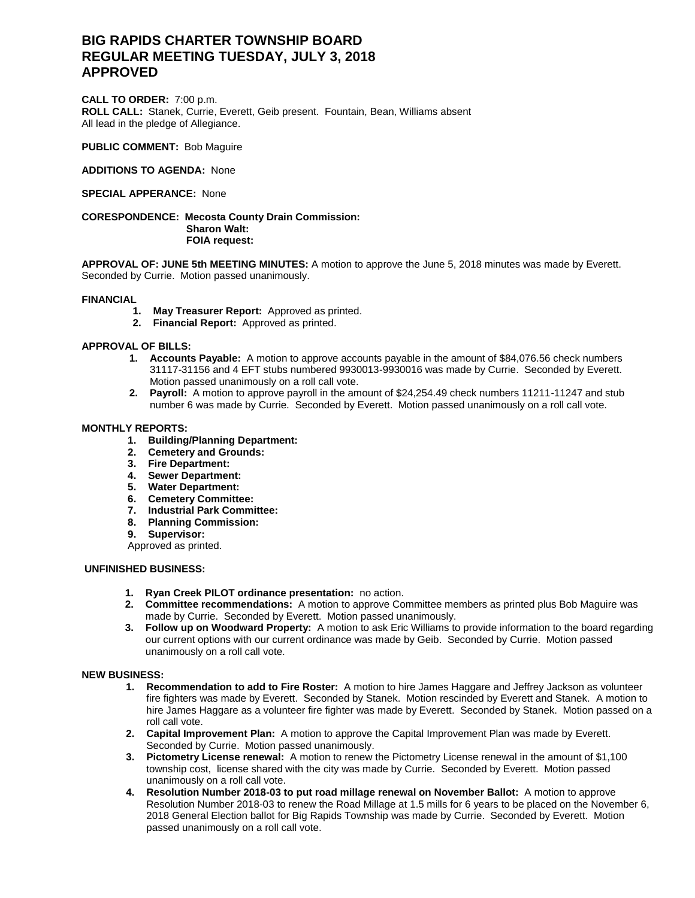# BIG RAPIDS CHARTER TOWNSHIP BOARD
# REGULAR MEETING TUESDAY, JULY 3, 2018
# APPROVED

**CALL TO ORDER:** 7:00 p.m.
**ROLL CALL:** Stanek, Currie, Everett, Geib present. Fountain, Bean, Williams absent
All lead in the pledge of Allegiance.

**PUBLIC COMMENT:** Bob Maguire

**ADDITIONS TO AGENDA:** None

**SPECIAL APPERANCE:** None

**CORESPONDENCE: Mecosta County Drain Commission:**
**Sharon Walt:**
**FOIA request:**

**APPROVAL OF: JUNE 5th MEETING MINUTES:** A motion to approve the June 5, 2018 minutes was made by Everett. Seconded by Currie. Motion passed unanimously.

**FINANCIAL**

1. **May Treasurer Report:** Approved as printed.
2. **Financial Report:** Approved as printed.

**APPROVAL OF BILLS:**

1. **Accounts Payable:** A motion to approve accounts payable in the amount of $84,076.56 check numbers 31117-31156 and 4 EFT stubs numbered 9930013-9930016 was made by Currie. Seconded by Everett. Motion passed unanimously on a roll call vote.
2. **Payroll:** A motion to approve payroll in the amount of $24,254.49 check numbers 11211-11247 and stub number 6 was made by Currie. Seconded by Everett. Motion passed unanimously on a roll call vote.

**MONTHLY REPORTS:**

1. **Building/Planning Department:**
2. **Cemetery and Grounds:**
3. **Fire Department:**
4. **Sewer Department:**
5. **Water Department:**
6. **Cemetery Committee:**
7. **Industrial Park Committee:**
8. **Planning Commission:**
9. **Supervisor:**

Approved as printed.

**UNFINISHED BUSINESS:**

1. **Ryan Creek PILOT ordinance presentation:** no action.
2. **Committee recommendations:** A motion to approve Committee members as printed plus Bob Maguire was made by Currie. Seconded by Everett. Motion passed unanimously.
3. **Follow up on Woodward Property:** A motion to ask Eric Williams to provide information to the board regarding our current options with our current ordinance was made by Geib. Seconded by Currie. Motion passed unanimously on a roll call vote.

**NEW BUSINESS:**

1. **Recommendation to add to Fire Roster:** A motion to hire James Haggare and Jeffrey Jackson as volunteer fire fighters was made by Everett. Seconded by Stanek. Motion rescinded by Everett and Stanek. A motion to hire James Haggare as a volunteer fire fighter was made by Everett. Seconded by Stanek. Motion passed on a roll call vote.
2. **Capital Improvement Plan:** A motion to approve the Capital Improvement Plan was made by Everett. Seconded by Currie. Motion passed unanimously.
3. **Pictometry License renewal:** A motion to renew the Pictometry License renewal in the amount of $1,100 township cost, license shared with the city was made by Currie. Seconded by Everett. Motion passed unanimously on a roll call vote.
4. **Resolution Number 2018-03 to put road millage renewal on November Ballot:** A motion to approve Resolution Number 2018-03 to renew the Road Millage at 1.5 mills for 6 years to be placed on the November 6, 2018 General Election ballot for Big Rapids Township was made by Currie. Seconded by Everett. Motion passed unanimously on a roll call vote.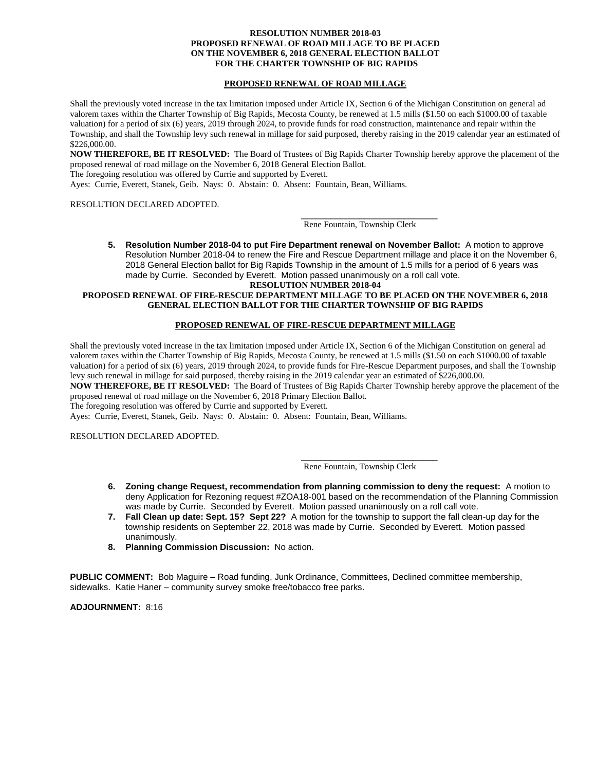**RESOLUTION NUMBER 2018-03**
**PROPOSED RENEWAL OF ROAD MILLAGE TO BE PLACED ON THE NOVEMBER 6, 2018 GENERAL ELECTION BALLOT FOR THE CHARTER TOWNSHIP OF BIG RAPIDS**

**PROPOSED RENEWAL OF ROAD MILLAGE**

Shall the previously voted increase in the tax limitation imposed under Article IX, Section 6 of the Michigan Constitution on general ad valorem taxes within the Charter Township of Big Rapids, Mecosta County, be renewed at 1.5 mills ($1.50 on each $1000.00 of taxable valuation) for a period of six (6) years, 2019 through 2024, to provide funds for road construction, maintenance and repair within the Township, and shall the Township levy such renewal in millage for said purposed, thereby raising in the 2019 calendar year an estimated of $226,000.00.

**NOW THEREFORE, BE IT RESOLVED:** The Board of Trustees of Big Rapids Charter Township hereby approve the placement of the proposed renewal of road millage on the November 6, 2018 General Election Ballot.

The foregoing resolution was offered by Currie and supported by Everett.

Ayes: Currie, Everett, Stanek, Geib. Nays: 0. Abstain: 0. Absent: Fountain, Bean, Williams.

RESOLUTION DECLARED ADOPTED.

______________________________
Rene Fountain, Township Clerk

5. **Resolution Number 2018-04 to put Fire Department renewal on November Ballot:** A motion to approve Resolution Number 2018-04 to renew the Fire and Rescue Department millage and place it on the November 6, 2018 General Election ballot for Big Rapids Township in the amount of 1.5 mills for a period of 6 years was made by Currie. Seconded by Everett. Motion passed unanimously on a roll call vote.

**RESOLUTION NUMBER 2018-04**
**PROPOSED RENEWAL OF FIRE-RESCUE DEPARTMENT MILLAGE TO BE PLACED ON THE NOVEMBER 6, 2018 GENERAL ELECTION BALLOT FOR THE CHARTER TOWNSHIP OF BIG RAPIDS**

**PROPOSED RENEWAL OF FIRE-RESCUE DEPARTMENT MILLAGE**

Shall the previously voted increase in the tax limitation imposed under Article IX, Section 6 of the Michigan Constitution on general ad valorem taxes within the Charter Township of Big Rapids, Mecosta County, be renewed at 1.5 mills ($1.50 on each $1000.00 of taxable valuation) for a period of six (6) years, 2019 through 2024, to provide funds for Fire-Rescue Department purposes, and shall the Township levy such renewal in millage for said purposed, thereby raising in the 2019 calendar year an estimated of $226,000.00.

**NOW THEREFORE, BE IT RESOLVED:** The Board of Trustees of Big Rapids Charter Township hereby approve the placement of the proposed renewal of road millage on the November 6, 2018 Primary Election Ballot.

The foregoing resolution was offered by Currie and supported by Everett.

Ayes: Currie, Everett, Stanek, Geib. Nays: 0. Abstain: 0. Absent: Fountain, Bean, Williams.

RESOLUTION DECLARED ADOPTED.

______________________________
Rene Fountain, Township Clerk

6. **Zoning change Request, recommendation from planning commission to deny the request:** A motion to deny Application for Rezoning request #ZOA18-001 based on the recommendation of the Planning Commission was made by Currie. Seconded by Everett. Motion passed unanimously on a roll call vote.
7. **Fall Clean up date: Sept. 15? Sept 22?** A motion for the township to support the fall clean-up day for the township residents on September 22, 2018 was made by Currie. Seconded by Everett. Motion passed unanimously.
8. **Planning Commission Discussion:** No action.

**PUBLIC COMMENT:** Bob Maguire – Road funding, Junk Ordinance, Committees, Declined committee membership, sidewalks. Katie Haner – community survey smoke free/tobacco free parks.

**ADJOURNMENT:** 8:16